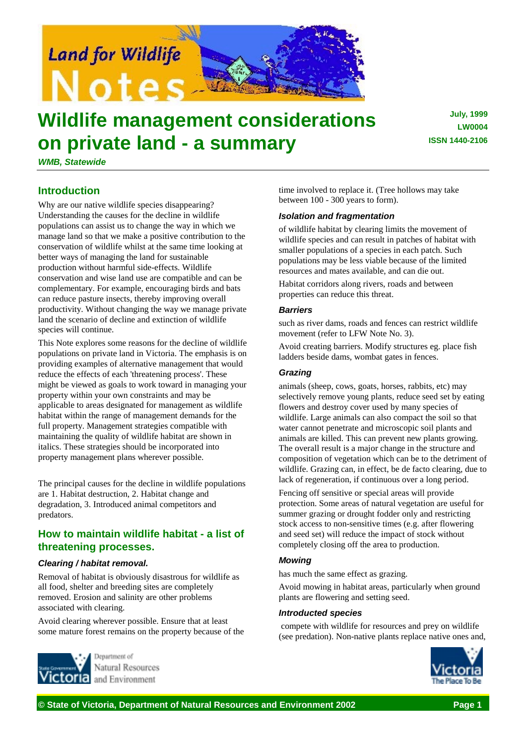# Wildlife management considerations on private land - a summary

July, 1999
LW0004
ISSN 1440-2106

*WMB, Statewide*

## Introduction

Why are our native wildlife species disappearing? Understanding the causes for the decline in wildlife populations can assist us to change the way in which we manage land so that we make a positive contribution to the conservation of wildlife whilst at the same time looking at better ways of managing the land for sustainable production without harmful side-effects. Wildlife conservation and wise land use are compatible and can be complementary. For example, encouraging birds and bats can reduce pasture insects, thereby improving overall productivity. Without changing the way we manage private land the scenario of decline and extinction of wildlife species will continue.

This Note explores some reasons for the decline of wildlife populations on private land in Victoria. The emphasis is on providing examples of alternative management that would reduce the effects of each 'threatening process'. These might be viewed as goals to work toward in managing your property within your own constraints and may be applicable to areas designated for management as wildlife habitat within the range of management demands for the full property. Management strategies compatible with maintaining the quality of wildlife habitat are shown in italics. These strategies should be incorporated into property management plans wherever possible.

The principal causes for the decline in wildlife populations are 1. Habitat destruction, 2. Habitat change and degradation, 3. Introduced animal competitors and predators.

## How to maintain wildlife habitat - a list of threatening processes.

### *Clearing / habitat removal.*

Removal of habitat is obviously disastrous for wildlife as all food, shelter and breeding sites are completely removed. Erosion and salinity are other problems associated with clearing.

Avoid clearing wherever possible. Ensure that at least some mature forest remains on the property because of the time involved to replace it. (Tree hollows may take between 100 - 300 years to form).

### *Isolation and fragmentation*

of wildlife habitat by clearing limits the movement of wildlife species and can result in patches of habitat with smaller populations of a species in each patch. Such populations may be less viable because of the limited resources and mates available, and can die out.

Habitat corridors along rivers, roads and between properties can reduce this threat.

### *Barriers*

such as river dams, roads and fences can restrict wildlife movement (refer to LFW Note No. 3).

Avoid creating barriers. Modify structures eg. place fish ladders beside dams, wombat gates in fences.

### *Grazing*

animals (sheep, cows, goats, horses, rabbits, etc) may selectively remove young plants, reduce seed set by eating flowers and destroy cover used by many species of wildlife. Large animals can also compact the soil so that water cannot penetrate and microscopic soil plants and animals are killed. This can prevent new plants growing. The overall result is a major change in the structure and composition of vegetation which can be to the detriment of wildlife. Grazing can, in effect, be de facto clearing, due to lack of regeneration, if continuous over a long period.

Fencing off sensitive or special areas will provide protection. Some areas of natural vegetation are useful for summer grazing or drought fodder only and restricting stock access to non-sensitive times (e.g. after flowering and seed set) will reduce the impact of stock without completely closing off the area to production.

### *Mowing*

has much the same effect as grazing.

Avoid mowing in habitat areas, particularly when ground plants are flowering and setting seed.

### *Introduced species*

compete with wildlife for resources and prey on wildlife (see predation). Non-native plants replace native ones and,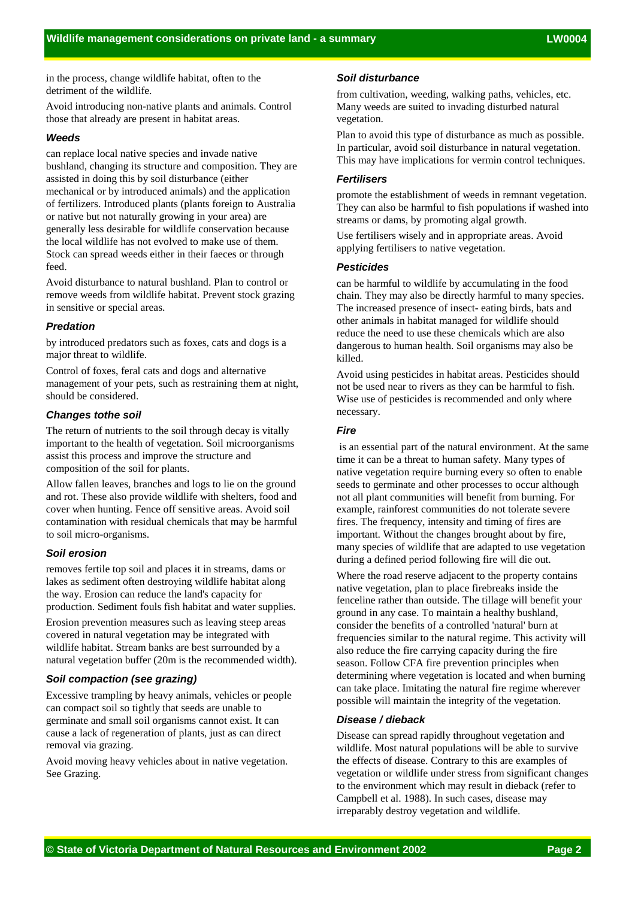in the process, change wildlife habitat, often to the detriment of the wildlife.

Avoid introducing non-native plants and animals. Control those that already are present in habitat areas.

### *Weeds*

can replace local native species and invade native bushland, changing its structure and composition. They are assisted in doing this by soil disturbance (either mechanical or by introduced animals) and the application of fertilizers. Introduced plants (plants foreign to Australia or native but not naturally growing in your area) are generally less desirable for wildlife conservation because the local wildlife has not evolved to make use of them. Stock can spread weeds either in their faeces or through feed.

Avoid disturbance to natural bushland. Plan to control or remove weeds from wildlife habitat. Prevent stock grazing in sensitive or special areas.

### *Predation*

by introduced predators such as foxes, cats and dogs is a major threat to wildlife.

Control of foxes, feral cats and dogs and alternative management of your pets, such as restraining them at night, should be considered.

### *Changes tothe soil*

The return of nutrients to the soil through decay is vitally important to the health of vegetation. Soil microorganisms assist this process and improve the structure and composition of the soil for plants.

Allow fallen leaves, branches and logs to lie on the ground and rot. These also provide wildlife with shelters, food and cover when hunting. Fence off sensitive areas. Avoid soil contamination with residual chemicals that may be harmful to soil micro-organisms.

### *Soil erosion*

removes fertile top soil and places it in streams, dams or lakes as sediment often destroying wildlife habitat along the way. Erosion can reduce the land's capacity for production. Sediment fouls fish habitat and water supplies.

Erosion prevention measures such as leaving steep areas covered in natural vegetation may be integrated with wildlife habitat. Stream banks are best surrounded by a natural vegetation buffer (20m is the recommended width).

### *Soil compaction (see grazing)*

Excessive trampling by heavy animals, vehicles or people can compact soil so tightly that seeds are unable to germinate and small soil organisms cannot exist. It can cause a lack of regeneration of plants, just as can direct removal via grazing.

Avoid moving heavy vehicles about in native vegetation. See Grazing.

### *Soil disturbance*

from cultivation, weeding, walking paths, vehicles, etc. Many weeds are suited to invading disturbed natural vegetation.

Plan to avoid this type of disturbance as much as possible. In particular, avoid soil disturbance in natural vegetation. This may have implications for vermin control techniques.

### *Fertilisers*

promote the establishment of weeds in remnant vegetation. They can also be harmful to fish populations if washed into streams or dams, by promoting algal growth.

Use fertilisers wisely and in appropriate areas. Avoid applying fertilisers to native vegetation.

### *Pesticides*

can be harmful to wildlife by accumulating in the food chain. They may also be directly harmful to many species. The increased presence of insect- eating birds, bats and other animals in habitat managed for wildlife should reduce the need to use these chemicals which are also dangerous to human health. Soil organisms may also be killed.

Avoid using pesticides in habitat areas. Pesticides should not be used near to rivers as they can be harmful to fish. Wise use of pesticides is recommended and only where necessary.

### *Fire*

is an essential part of the natural environment. At the same time it can be a threat to human safety. Many types of native vegetation require burning every so often to enable seeds to germinate and other processes to occur although not all plant communities will benefit from burning. For example, rainforest communities do not tolerate severe fires. The frequency, intensity and timing of fires are important. Without the changes brought about by fire, many species of wildlife that are adapted to use vegetation during a defined period following fire will die out.

Where the road reserve adjacent to the property contains native vegetation, plan to place firebreaks inside the fenceline rather than outside. The tillage will benefit your ground in any case. To maintain a healthy bushland, consider the benefits of a controlled 'natural' burn at frequencies similar to the natural regime. This activity will also reduce the fire carrying capacity during the fire season. Follow CFA fire prevention principles when determining where vegetation is located and when burning can take place. Imitating the natural fire regime wherever possible will maintain the integrity of the vegetation.

### *Disease / dieback*

Disease can spread rapidly throughout vegetation and wildlife. Most natural populations will be able to survive the effects of disease. Contrary to this are examples of vegetation or wildlife under stress from significant changes to the environment which may result in dieback (refer to Campbell et al. 1988). In such cases, disease may irreparably destroy vegetation and wildlife.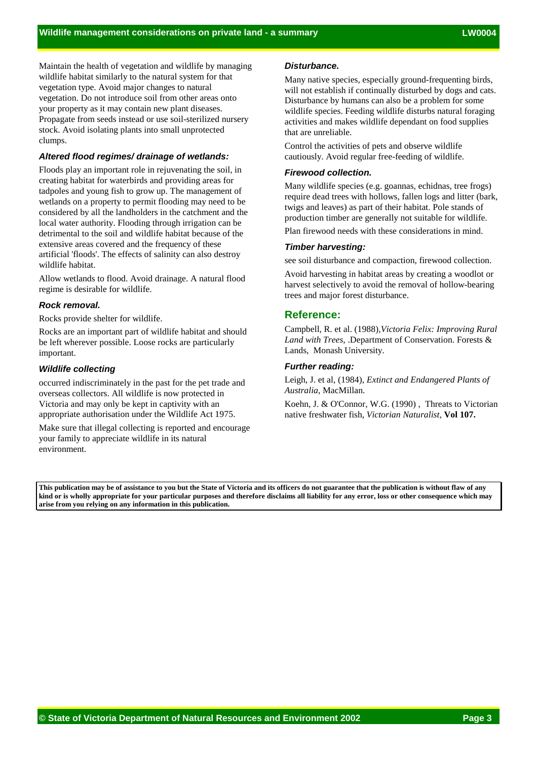Maintain the health of vegetation and wildlife by managing wildlife habitat similarly to the natural system for that vegetation type. Avoid major changes to natural vegetation. Do not introduce soil from other areas onto your property as it may contain new plant diseases. Propagate from seeds instead or use soil-sterilized nursery stock. Avoid isolating plants into small unprotected clumps.

### *Altered flood regimes/ drainage of wetlands:*

Floods play an important role in rejuvenating the soil, in creating habitat for waterbirds and providing areas for tadpoles and young fish to grow up. The management of wetlands on a property to permit flooding may need to be considered by all the landholders in the catchment and the local water authority. Flooding through irrigation can be detrimental to the soil and wildlife habitat because of the extensive areas covered and the frequency of these artificial 'floods'. The effects of salinity can also destroy wildlife habitat.

Allow wetlands to flood. Avoid drainage. A natural flood regime is desirable for wildlife.

### *Rock removal.*

Rocks provide shelter for wildlife.

Rocks are an important part of wildlife habitat and should be left wherever possible. Loose rocks are particularly important.

### *Wildlife collecting*

occurred indiscriminately in the past for the pet trade and overseas collectors. All wildlife is now protected in Victoria and may only be kept in captivity with an appropriate authorisation under the Wildlife Act 1975.

Make sure that illegal collecting is reported and encourage your family to appreciate wildlife in its natural environment.

### *Disturbance.*

Many native species, especially ground-frequenting birds, will not establish if continually disturbed by dogs and cats. Disturbance by humans can also be a problem for some wildlife species. Feeding wildlife disturbs natural foraging activities and makes wildlife dependant on food supplies that are unreliable.

Control the activities of pets and observe wildlife cautiously. Avoid regular free-feeding of wildlife.

### *Firewood collection.*

Many wildlife species (e.g. goannas, echidnas, tree frogs) require dead trees with hollows, fallen logs and litter (bark, twigs and leaves) as part of their habitat. Pole stands of production timber are generally not suitable for wildlife.

Plan firewood needs with these considerations in mind.

### *Timber harvesting:*

see soil disturbance and compaction, firewood collection.

Avoid harvesting in habitat areas by creating a woodlot or harvest selectively to avoid the removal of hollow-bearing trees and major forest disturbance.

## Reference:

Campbell, R. et al. (1988),*Victoria Felix: Improving Rural Land with Trees,* .Department of Conservation. Forests & Lands, Monash University.

### *Further reading:*

Leigh, J. et al, (1984), *Extinct and Endangered Plants of Australia*, MacMillan.

Koehn, J. & O'Connor, W.G. (1990) , Threats to Victorian native freshwater fish, *Victorian Naturalist*, **Vol 107.**

**This publication may be of assistance to you but the State of Victoria and its officers do not guarantee that the publication is without flaw of any kind or is wholly appropriate for your particular purposes and therefore disclaims all liability for any error, loss or other consequence which may arise from you relying on any information in this publication.**